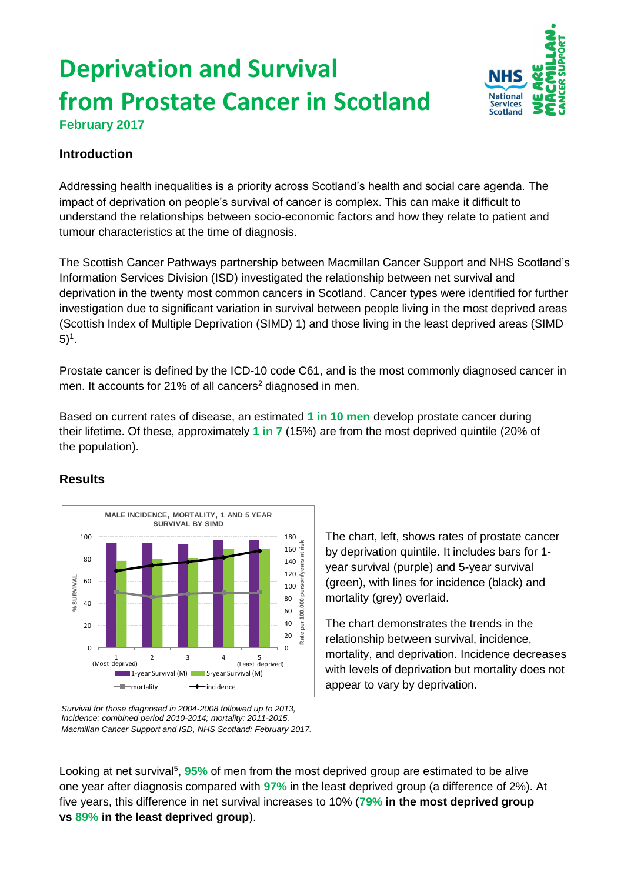# Deprivation and Survival from Prostate Cancer in Scotland

**February 2017**

### Introduction

Addressing health inequalities is a priority across Scotland's health and social care agenda. The impact of deprivation on people's survival of cancer is complex. This can make it difficult to understand the relationships between socio-economic factors and how they relate to patient and tumour characteristics at the time of diagnosis.

The Scottish Cancer Pathways partnership between Macmillan Cancer Support and NHS Scotland's Information Services Division (ISD) investigated the relationship between net survival and deprivation in the twenty most common cancers in Scotland. Cancer types were identified for further investigation due to significant variation in survival between people living in the most deprived areas (Scottish Index of Multiple Deprivation (SIMD) 1) and those living in the least deprived areas (SIMD 5)[1].

Prostate cancer is defined by the ICD-10 code C61, and is the most commonly diagnosed cancer in men. It accounts for 21% of all cancers[2] diagnosed in men.

Based on current rates of disease, an estimated **1 in 10 men** develop prostate cancer during their lifetime. Of these, approximately **1 in 7** (15%) are from the most deprived quintile (20% of the population).

### Results

MALE INCIDENCE, MORTALITY, 1 AND 5 YEAR SURVIVAL BY SIMD

*Survival for those diagnosed in 2004-2008 followed up to 2013, Incidence: combined period 2010-2014; mortality: 2011-2015. Macmillan Cancer Support and ISD, NHS Scotland: February 2017.*

The chart, left, shows rates of prostate cancer by deprivation quintile. It includes bars for 1-year survival (purple) and 5-year survival (green), with lines for incidence (black) and mortality (grey) overlaid.

The chart demonstrates the trends in the relationship between survival, incidence, mortality, and deprivation. Incidence decreases with levels of deprivation but mortality does not appear to vary by deprivation.

Looking at net survival[5], **95%** of men from the most deprived group are estimated to be alive one year after diagnosis compared with **97%** in the least deprived group (a difference of 2%). At five years, this difference in net survival increases to 10% (**79% in the most deprived group vs 89% in the least deprived group**).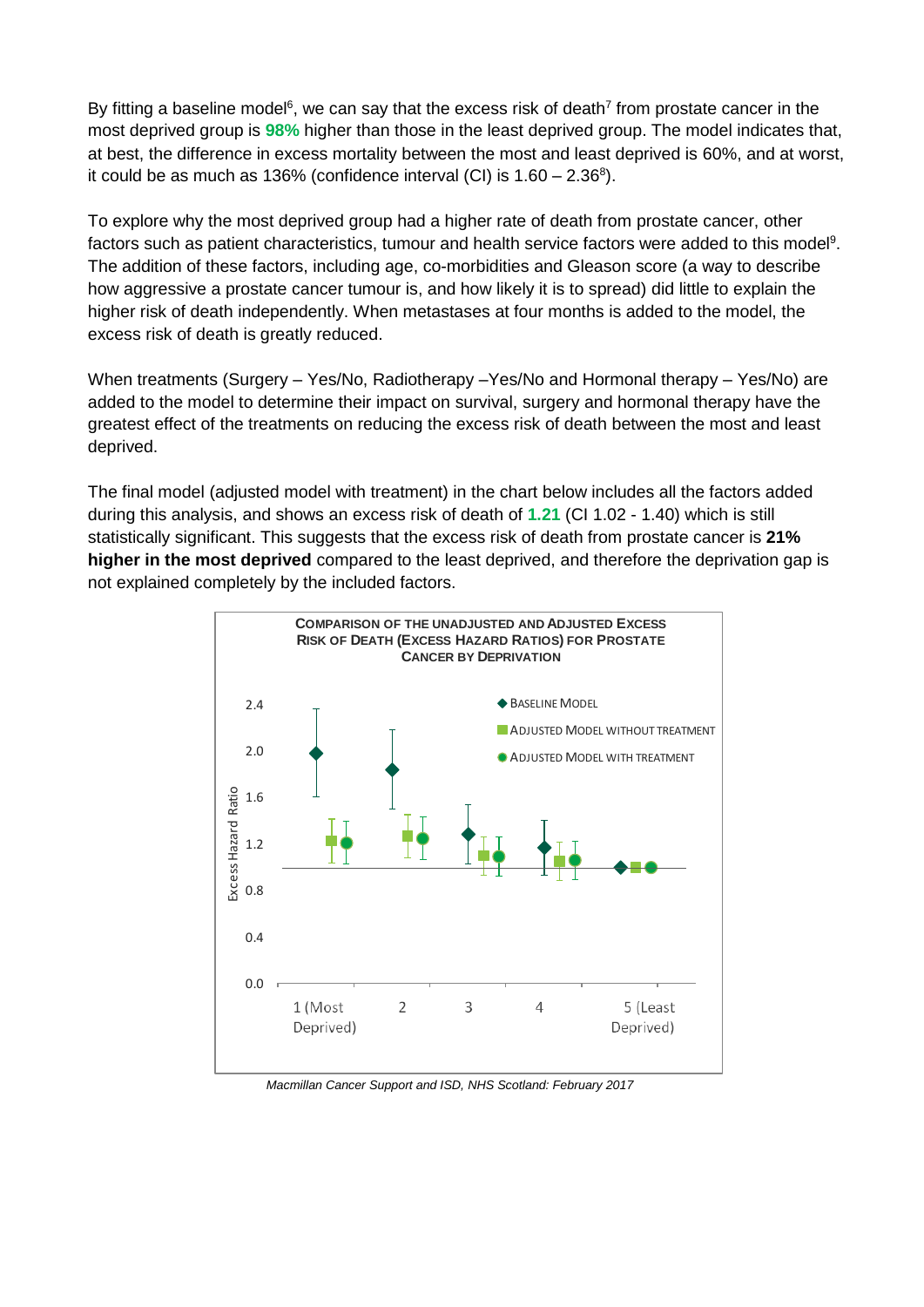By fitting a baseline model[6], we can say that the excess risk of death[7] from prostate cancer in the most deprived group is **98%** higher than those in the least deprived group. The model indicates that, at best, the difference in excess mortality between the most and least deprived is 60%, and at worst, it could be as much as 136% (confidence interval (CI) is 1.60 – 2.36[8]).

To explore why the most deprived group had a higher rate of death from prostate cancer, other factors such as patient characteristics, tumour and health service factors were added to this model[9]. The addition of these factors, including age, co-morbidities and Gleason score (a way to describe how aggressive a prostate cancer tumour is, and how likely it is to spread) did little to explain the higher risk of death independently. When metastases at four months is added to the model, the excess risk of death is greatly reduced.

When treatments (Surgery – Yes/No, Radiotherapy –Yes/No and Hormonal therapy – Yes/No) are added to the model to determine their impact on survival, surgery and hormonal therapy have the greatest effect of the treatments on reducing the excess risk of death between the most and least deprived.

The final model (adjusted model with treatment) in the chart below includes all the factors added during this analysis, and shows an excess risk of death of **1.21** (CI 1.02 - 1.40) which is still statistically significant. This suggests that the excess risk of death from prostate cancer is **21% higher in the most deprived** compared to the least deprived, and therefore the deprivation gap is not explained completely by the included factors.

**COMPARISON OF THE UNADJUSTED AND ADJUSTED EXCESS RISK OF DEATH (EXCESS HAZARD RATIOS) FOR PROSTATE CANCER BY DEPRIVATION**

*Macmillan Cancer Support and ISD, NHS Scotland: February 2017*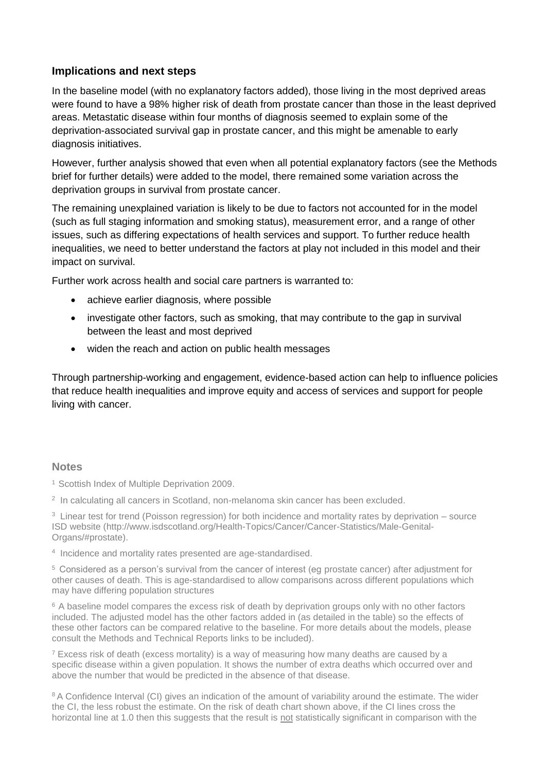### Implications and next steps

In the baseline model (with no explanatory factors added), those living in the most deprived areas were found to have a 98% higher risk of death from prostate cancer than those in the least deprived areas. Metastatic disease within four months of diagnosis seemed to explain some of the deprivation-associated survival gap in prostate cancer, and this might be amenable to early diagnosis initiatives.

However, further analysis showed that even when all potential explanatory factors (see the Methods brief for further details) were added to the model, there remained some variation across the deprivation groups in survival from prostate cancer.

The remaining unexplained variation is likely to be due to factors not accounted for in the model (such as full staging information and smoking status), measurement error, and a range of other issues, such as differing expectations of health services and support. To further reduce health inequalities, we need to better understand the factors at play not included in this model and their impact on survival.

Further work across health and social care partners is warranted to:

- achieve earlier diagnosis, where possible
- investigate other factors, such as smoking, that may contribute to the gap in survival between the least and most deprived
- widen the reach and action on public health messages

Through partnership-working and engagement, evidence-based action can help to influence policies that reduce health inequalities and improve equity and access of services and support for people living with cancer.

### Notes

[1] Scottish Index of Multiple Deprivation 2009.

[2] In calculating all cancers in Scotland, non-melanoma skin cancer has been excluded.

[3] Linear test for trend (Poisson regression) for both incidence and mortality rates by deprivation – source ISD website (http://www.isdscotland.org/Health-Topics/Cancer/Cancer-Statistics/Male-Genital-Organs/#prostate).

[4] Incidence and mortality rates presented are age-standardised.

[5] Considered as a person's survival from the cancer of interest (eg prostate cancer) after adjustment for other causes of death. This is age-standardised to allow comparisons across different populations which may have differing population structures

[6] A baseline model compares the excess risk of death by deprivation groups only with no other factors included. The adjusted model has the other factors added in (as detailed in the table) so the effects of these other factors can be compared relative to the baseline. For more details about the models, please consult the Methods and Technical Reports links to be included).

[7] Excess risk of death (excess mortality) is a way of measuring how many deaths are caused by a specific disease within a given population. It shows the number of extra deaths which occurred over and above the number that would be predicted in the absence of that disease.

[8] A Confidence Interval (CI) gives an indication of the amount of variability around the estimate. The wider the CI, the less robust the estimate. On the risk of death chart shown above, if the CI lines cross the horizontal line at 1.0 then this suggests that the result is not statistically significant in comparison with the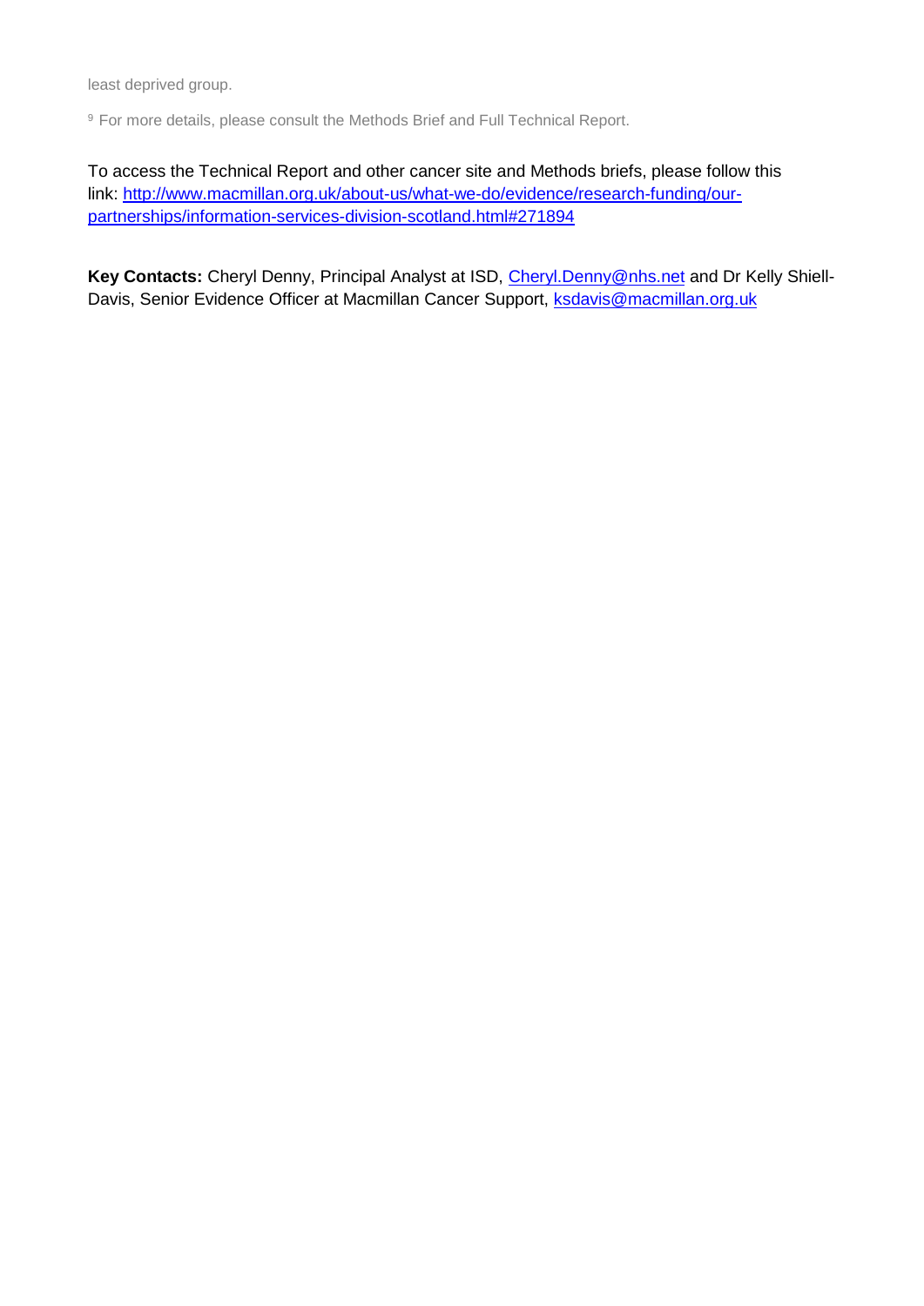least deprived group.

[9] For more details, please consult the Methods Brief and Full Technical Report.

To access the Technical Report and other cancer site and Methods briefs, please follow this link: http://www.macmillan.org.uk/about-us/what-we-do/evidence/research-funding/our-partnerships/information-services-division-scotland.html#271894

**Key Contacts:** Cheryl Denny, Principal Analyst at ISD, Cheryl.Denny@nhs.net and Dr Kelly Shiell-Davis, Senior Evidence Officer at Macmillan Cancer Support, ksdavis@macmillan.org.uk